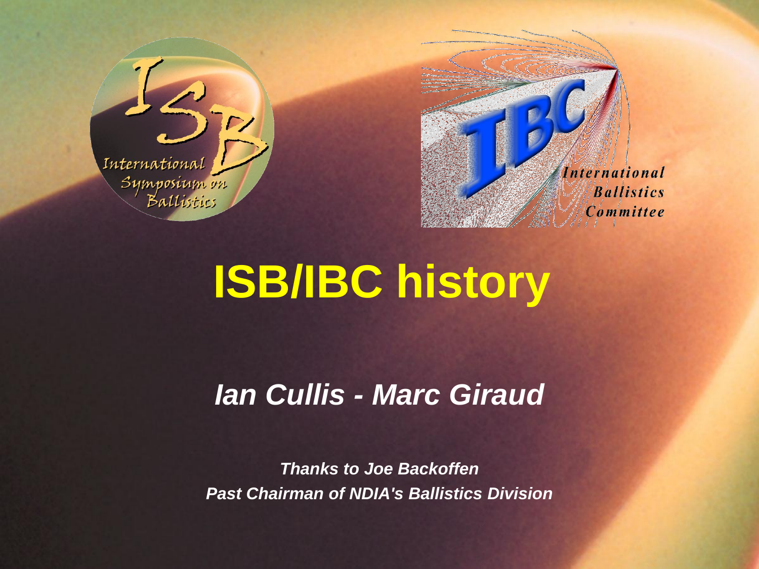International Symposium on Ballistics

International Ballistics Committee

# ISB/IBC history

***Ian Cullis - Marc Giraud***

***Thanks to Joe Backoffen***
***Past Chairman of NDIA's Ballistics Division***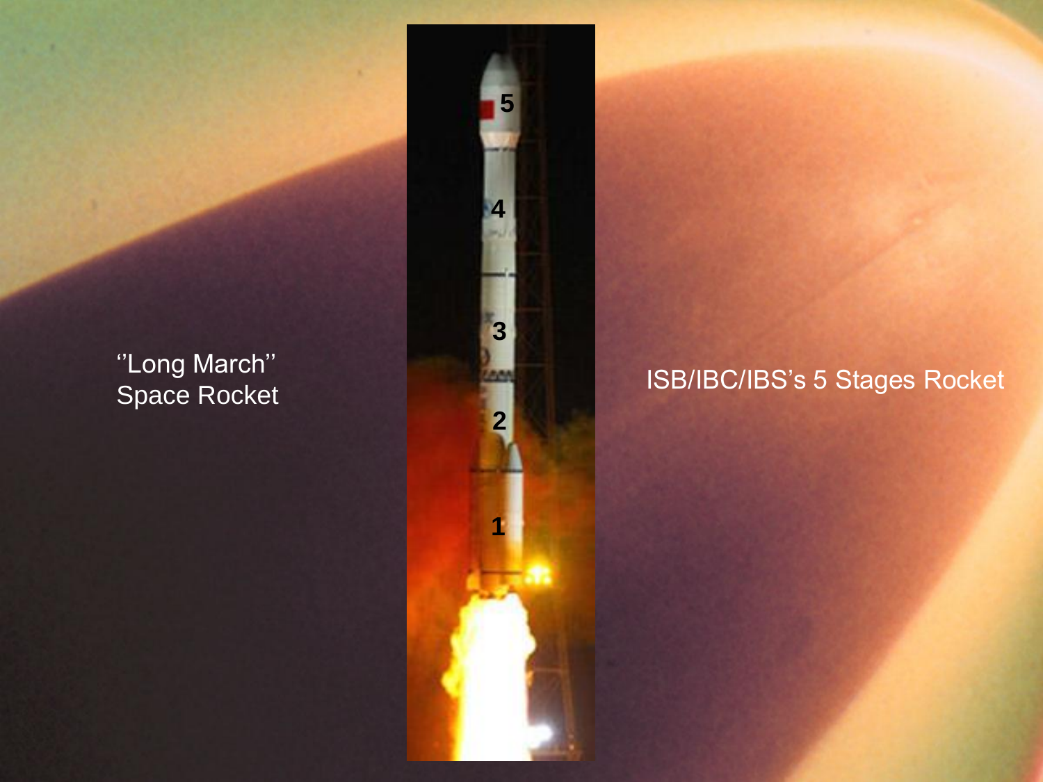''Long March''
Space Rocket

ISB/IBC/IBS's 5 Stages Rocket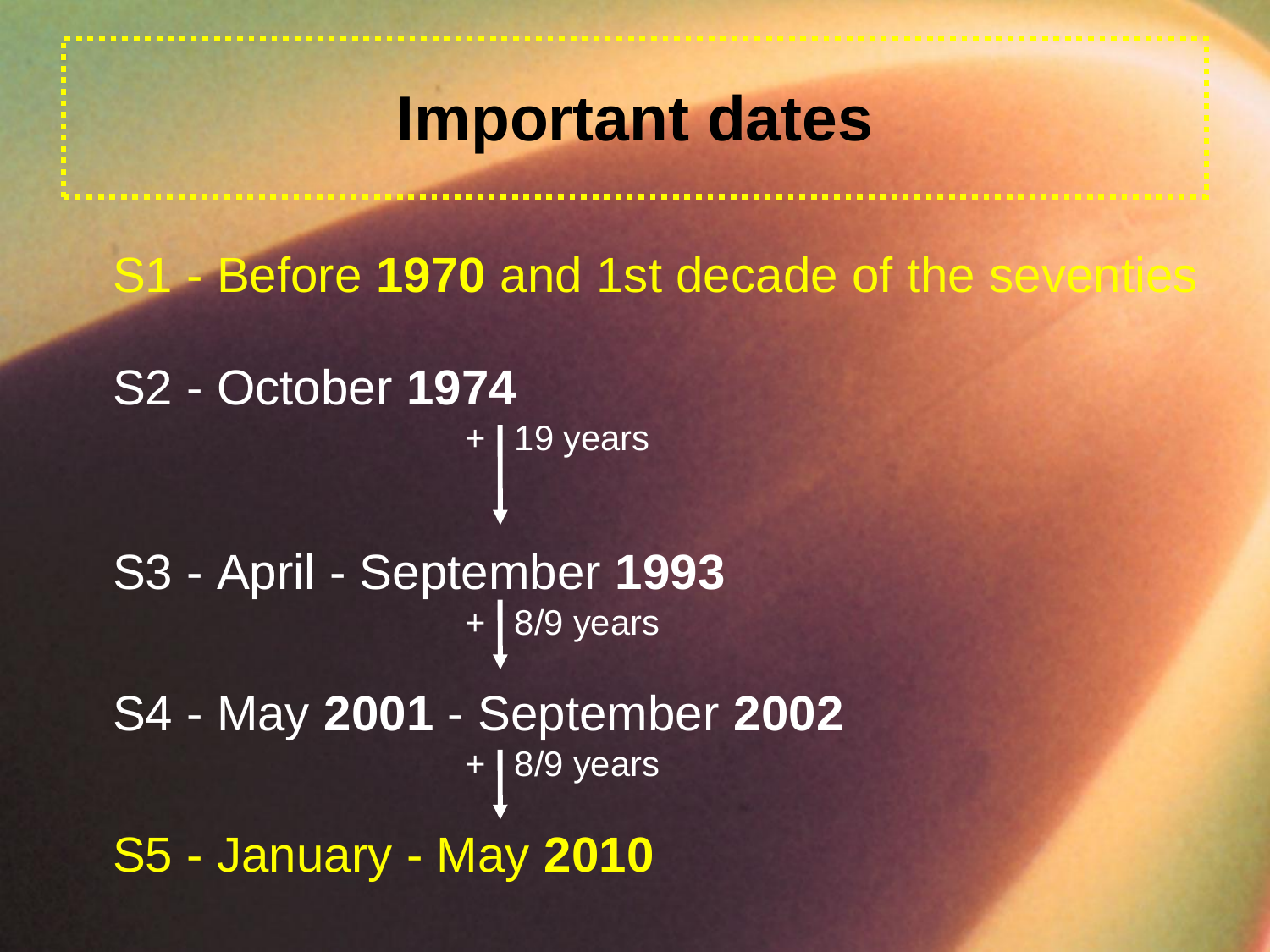# Important dates

S1 - Before **1970** and 1st decade of the seventies

S2 - October **1974**

+ 19 years ↓

S3 - April - September **1993**

+ 8/9 years ↓

S4 - May **2001** - September **2002**

+ 8/9 years ↓

S5 - January - May **2010**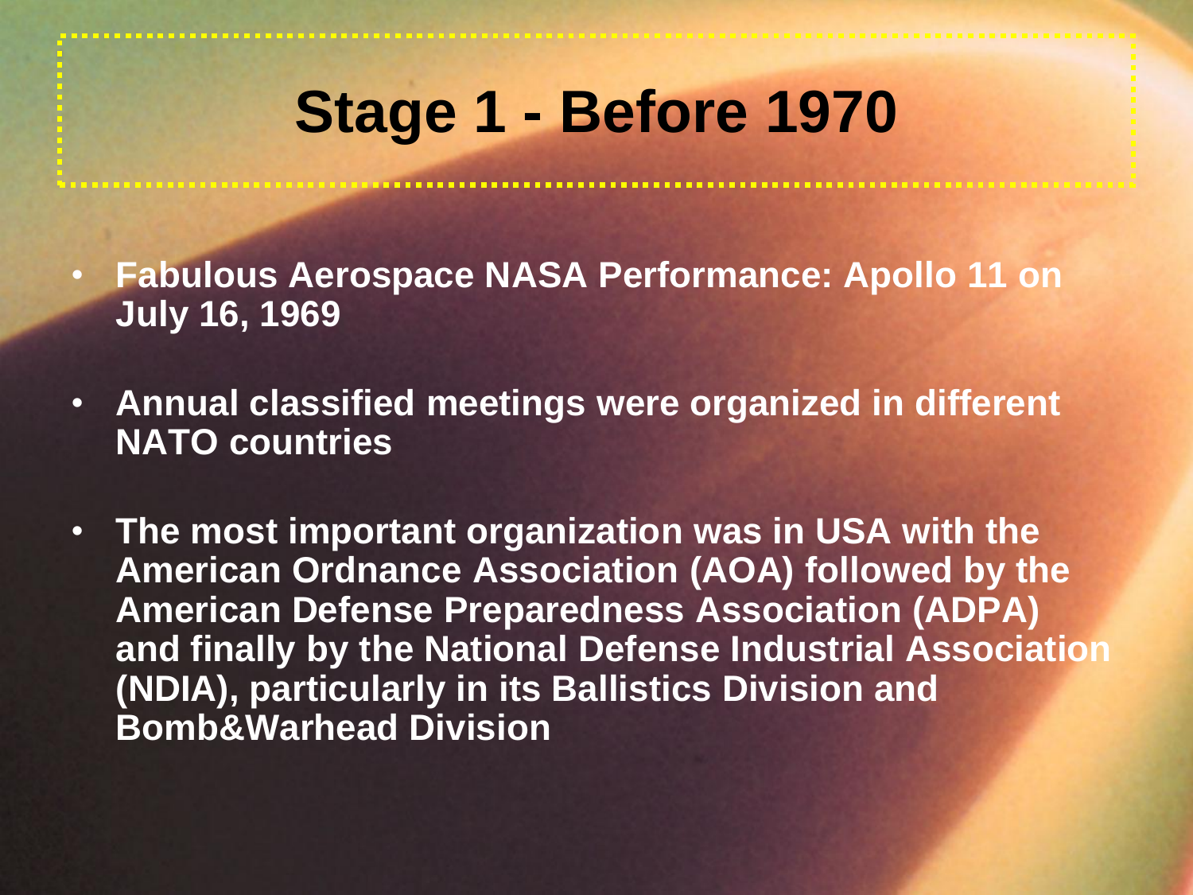# Stage 1 - Before 1970

- **Fabulous Aerospace NASA Performance: Apollo 11 on July 16, 1969**
- **Annual classified meetings were organized in different NATO countries**
- **The most important organization was in USA with the American Ordnance Association (AOA) followed by the American Defense Preparedness Association (ADPA) and finally by the National Defense Industrial Association (NDIA), particularly in its Ballistics Division and Bomb&Warhead Division**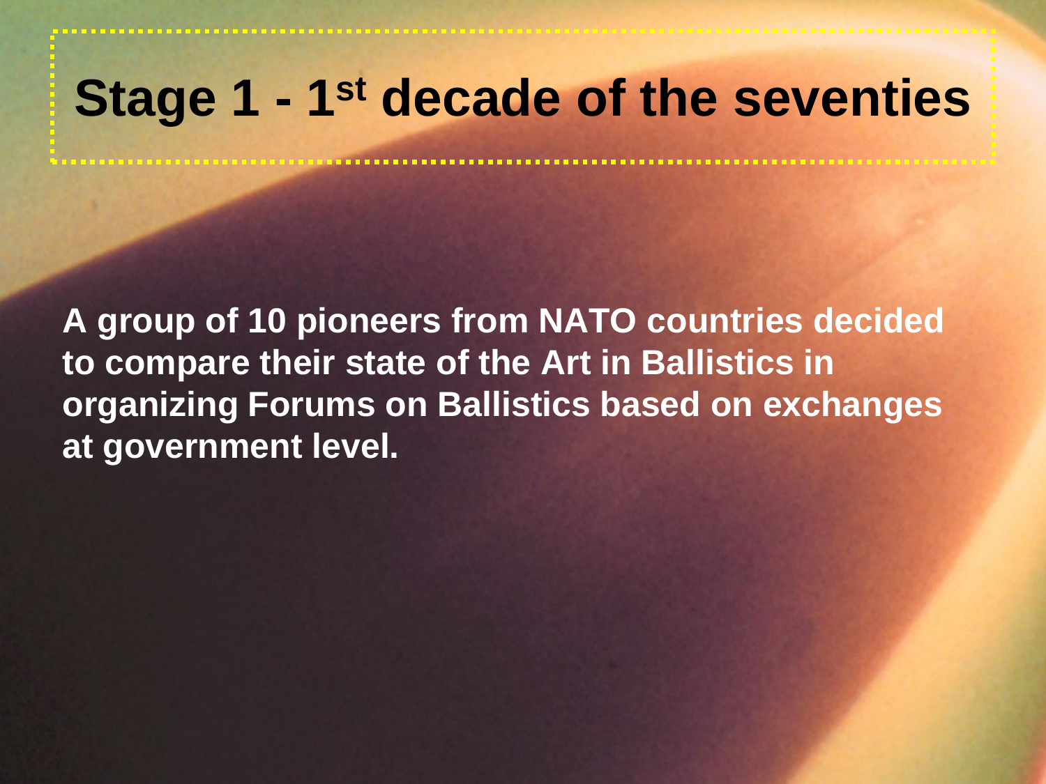# Stage 1 - 1st decade of the seventies

**A group of 10 pioneers from NATO countries decided to compare their state of the Art in Ballistics in organizing Forums on Ballistics based on exchanges at government level.**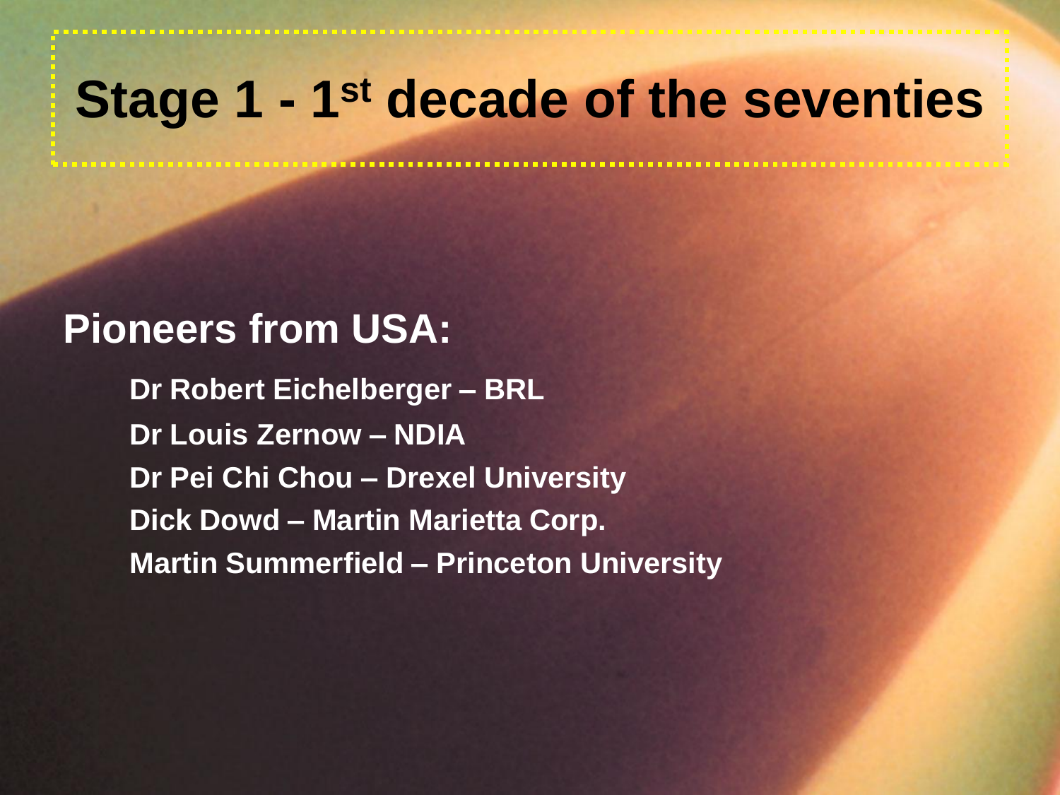# Stage 1 - 1st decade of the seventies

## Pioneers from USA:

- Dr Robert Eichelberger – BRL
- Dr Louis Zernow – NDIA
- Dr Pei Chi Chou – Drexel University
- Dick Dowd – Martin Marietta Corp.
- Martin Summerfield – Princeton University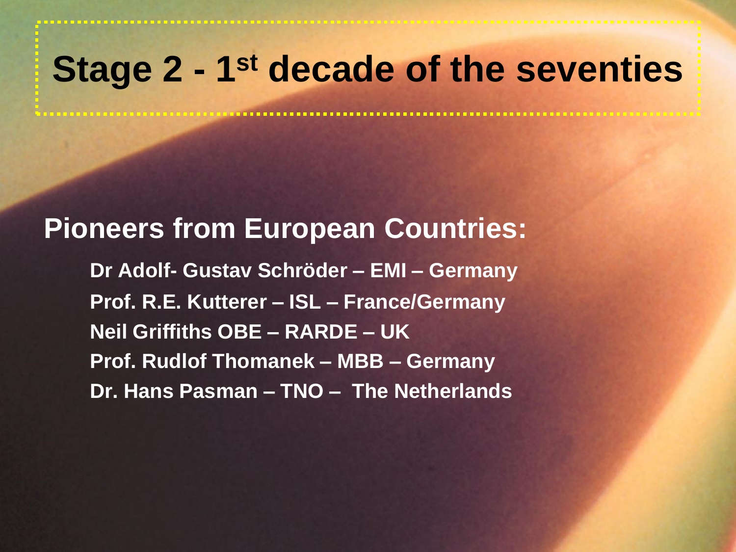# Stage 2 - 1st decade of the seventies

## Pioneers from European Countries:

- Dr Adolf- Gustav Schröder – EMI – Germany
- Prof. R.E. Kutterer – ISL – France/Germany
- Neil Griffiths OBE – RARDE – UK
- Prof. Rudlof Thomanek – MBB – Germany
- Dr. Hans Pasman – TNO – The Netherlands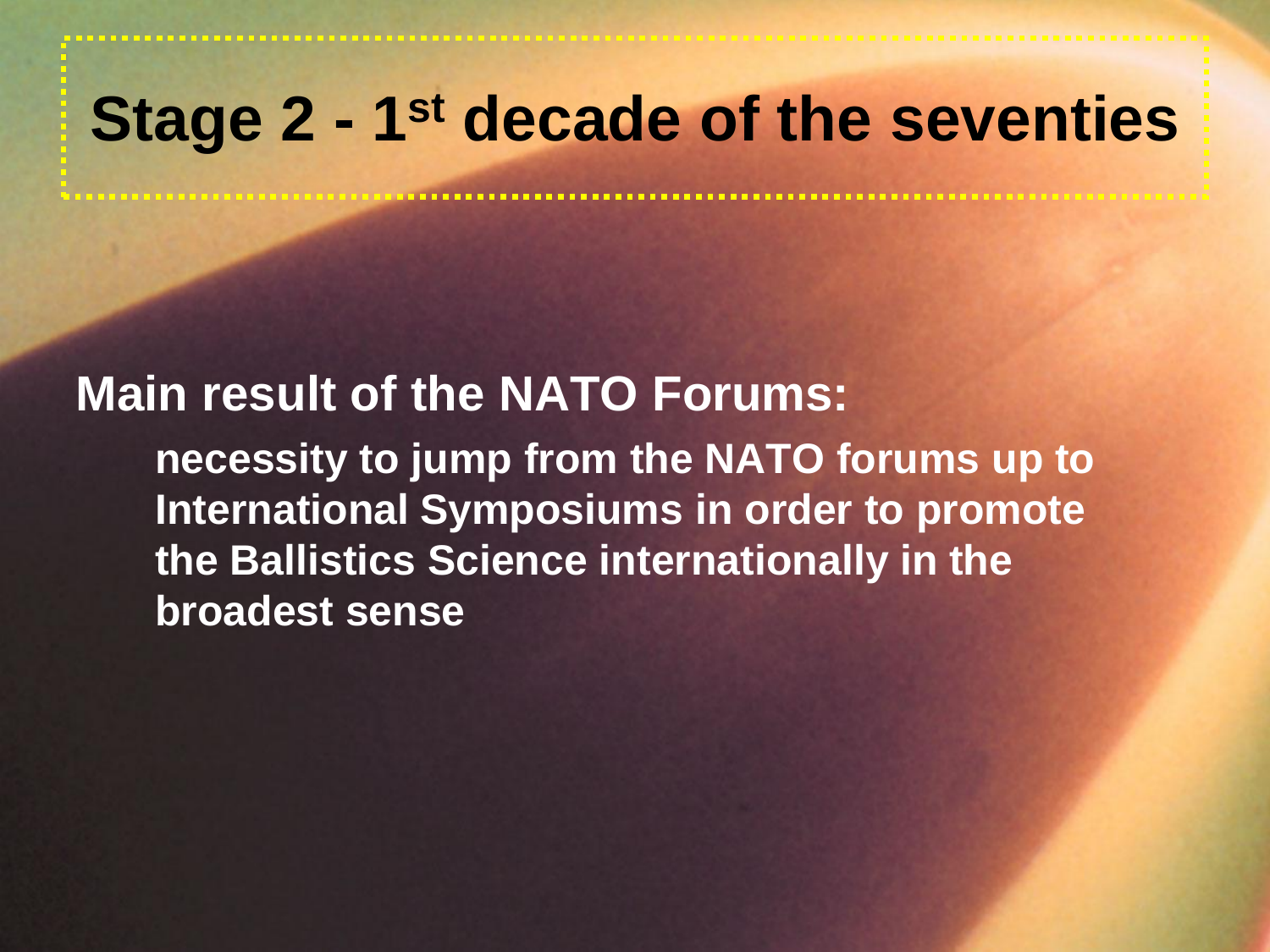# Stage 2 - 1st decade of the seventies

**Main result of the NATO Forums:**

**necessity to jump from the NATO forums up to International Symposiums in order to promote the Ballistics Science internationally in the broadest sense**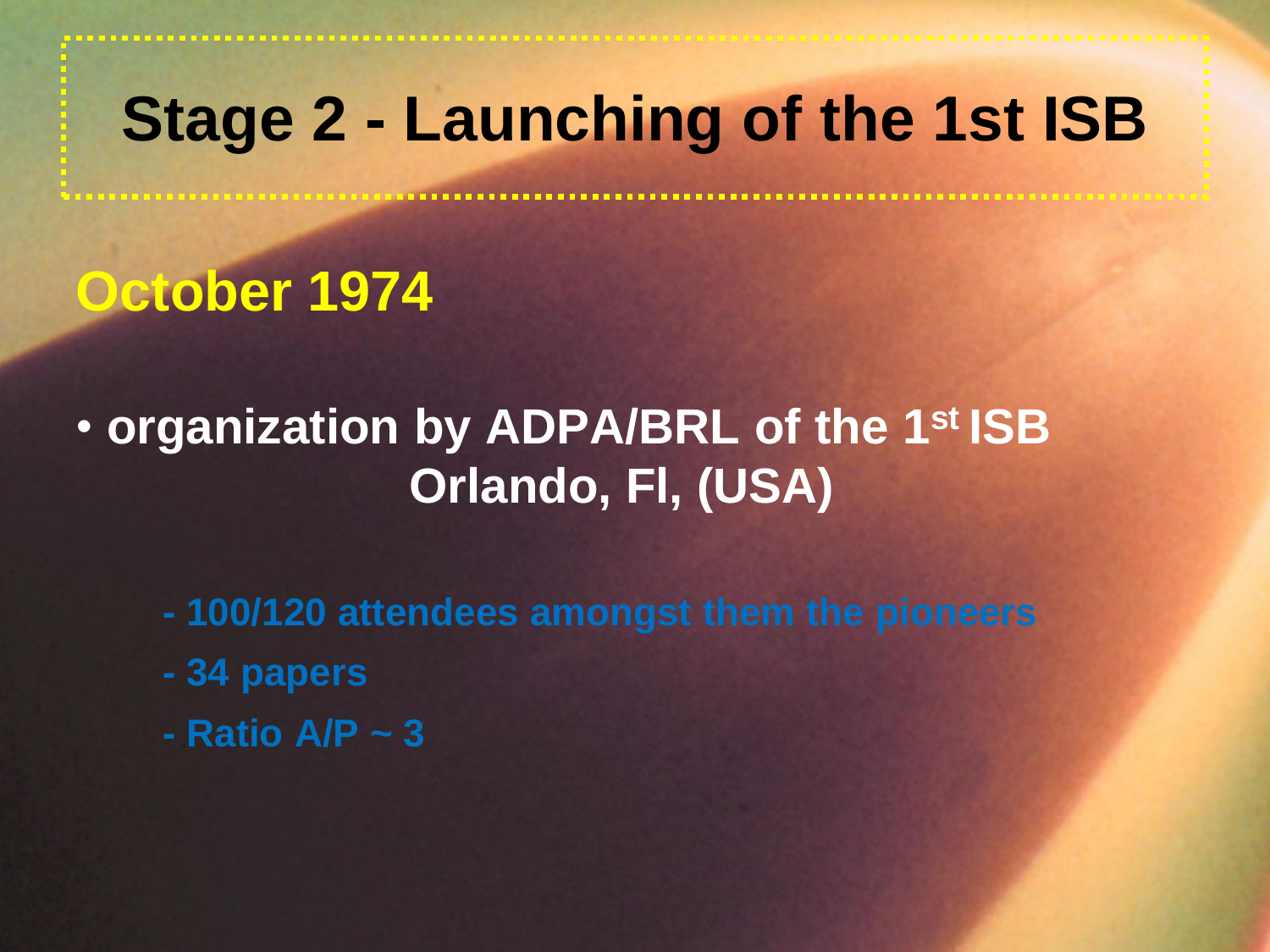# Stage 2 - Launching of the 1st ISB

## October 1974

- **organization by ADPA/BRL of the 1st ISB Orlando, Fl, (USA)**
  - 100/120 attendees amongst them the pioneers
  - 34 papers
  - Ratio A/P ~ 3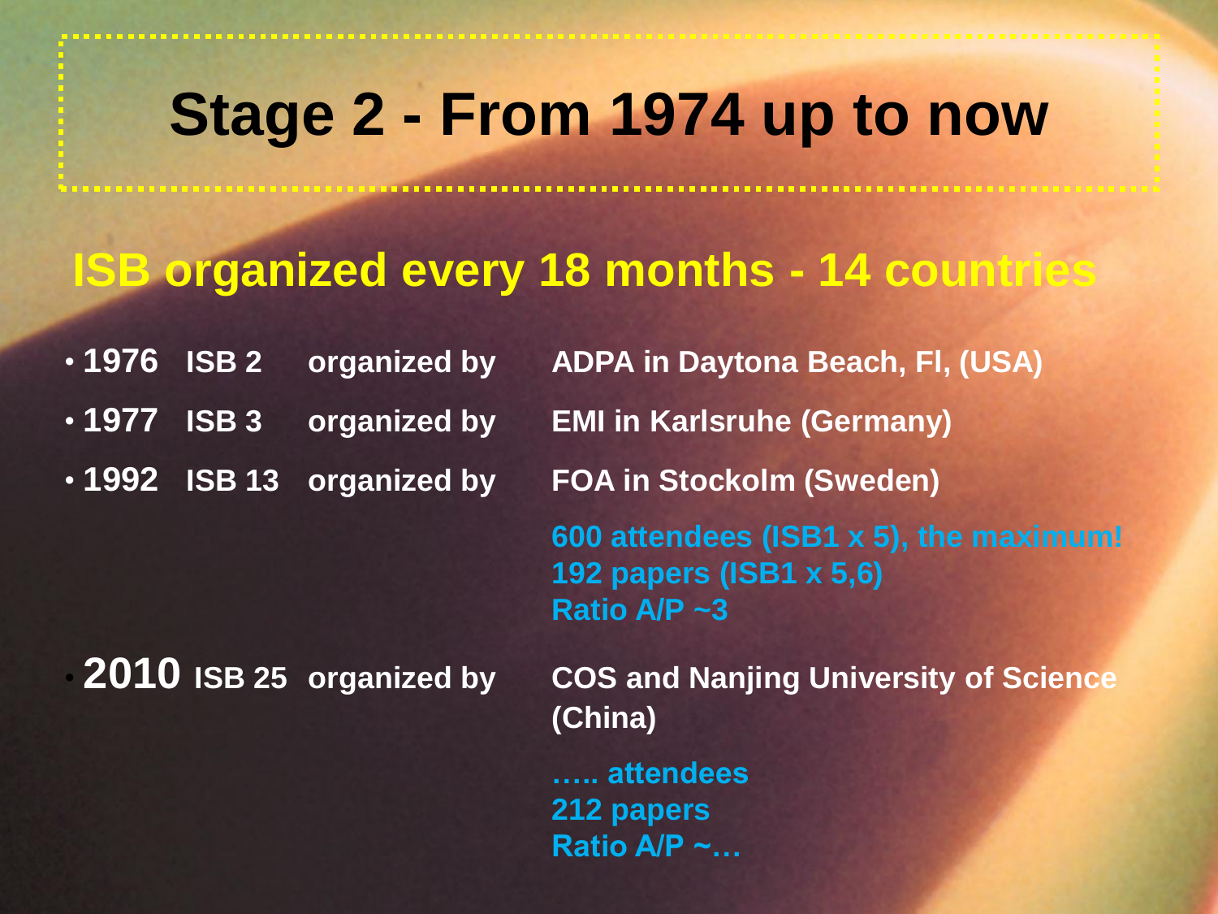# Stage 2 - From 1974 up to now

## ISB organized every 18 months - 14 countries

- **1976 ISB 2 organized by ADPA in Daytona Beach, Fl, (USA)**
- **1977 ISB 3 organized by EMI in Karlsruhe (Germany)**
- **1992 ISB 13 organized by FOA in Stockolm (Sweden)**

  **600 attendees (ISB1 x 5), the maximum!**
  **192 papers (ISB1 x 5,6)**
  **Ratio A/P ~3**

- **2010 ISB 25 organized by COS and Nanjing University of Science (China)**

  **….. attendees**
  **212 papers**
  **Ratio A/P ~…**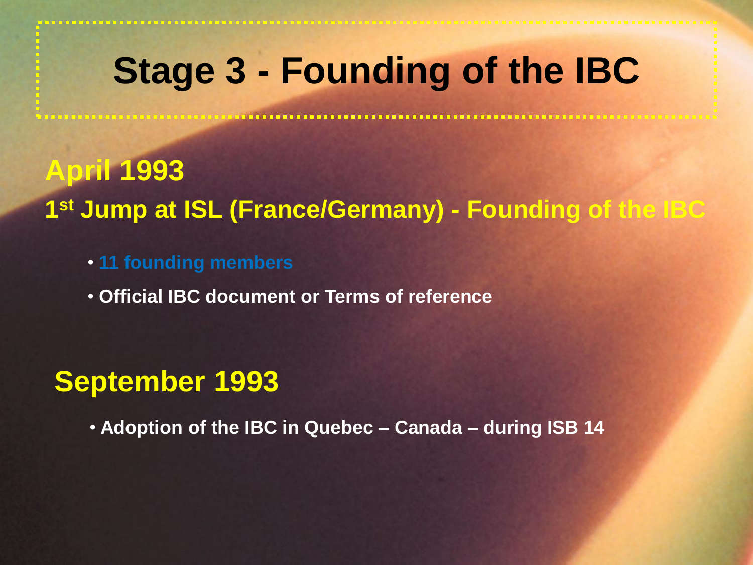# Stage 3 - Founding of the IBC

## April 1993

**1st Jump at ISL (France/Germany) - Founding of the IBC**

- **11 founding members**
- **Official IBC document or Terms of reference**

## September 1993

- **Adoption of the IBC in Quebec – Canada – during ISB 14**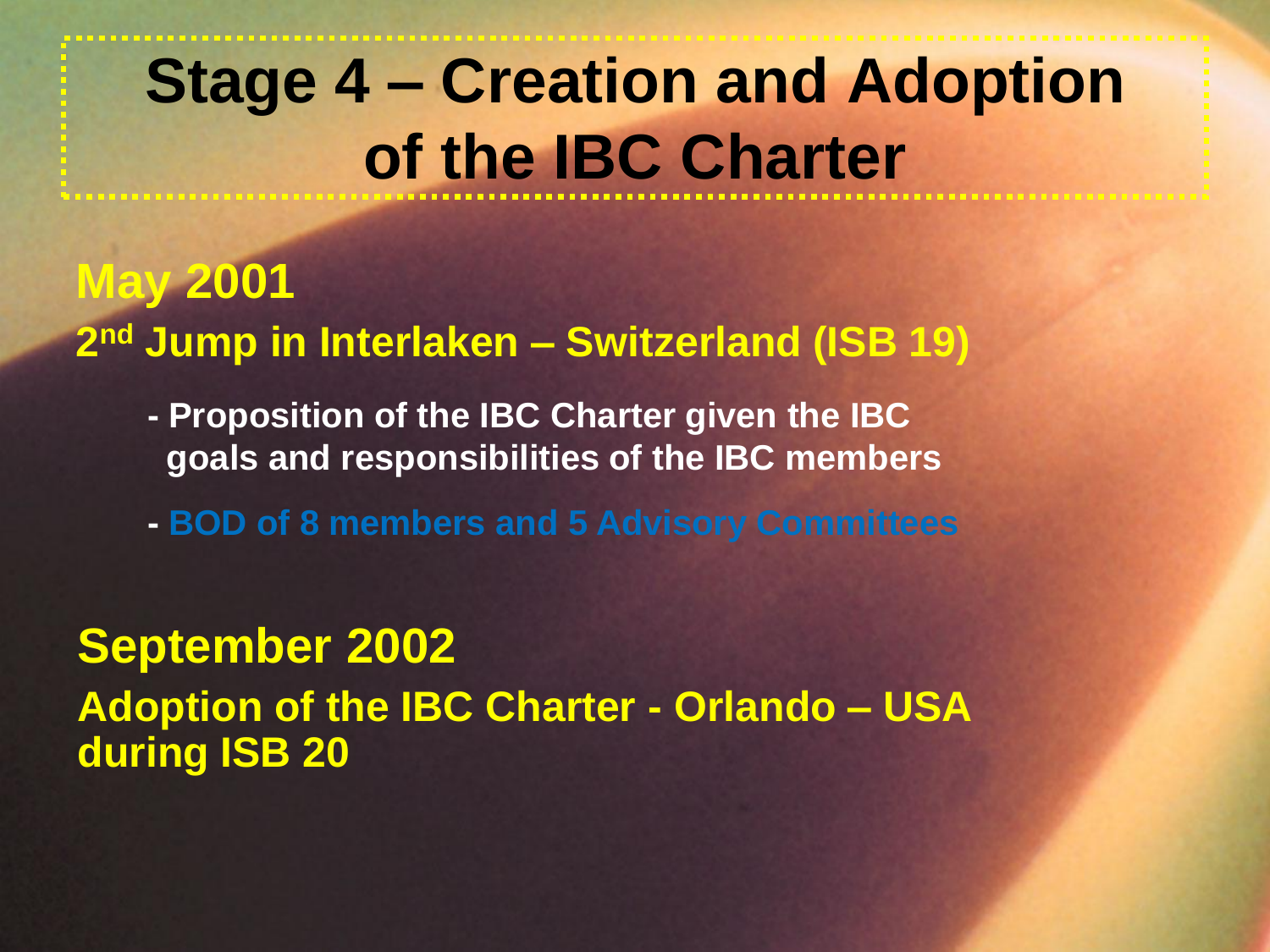# Stage 4 – Creation and Adoption of the IBC Charter

**May 2001**

**2nd Jump in Interlaken – Switzerland (ISB 19)**

- **Proposition of the IBC Charter given the IBC goals and responsibilities of the IBC members**
- **BOD of 8 members and 5 Advisory Committees**

**September 2002**

**Adoption of the IBC Charter - Orlando – USA during ISB 20**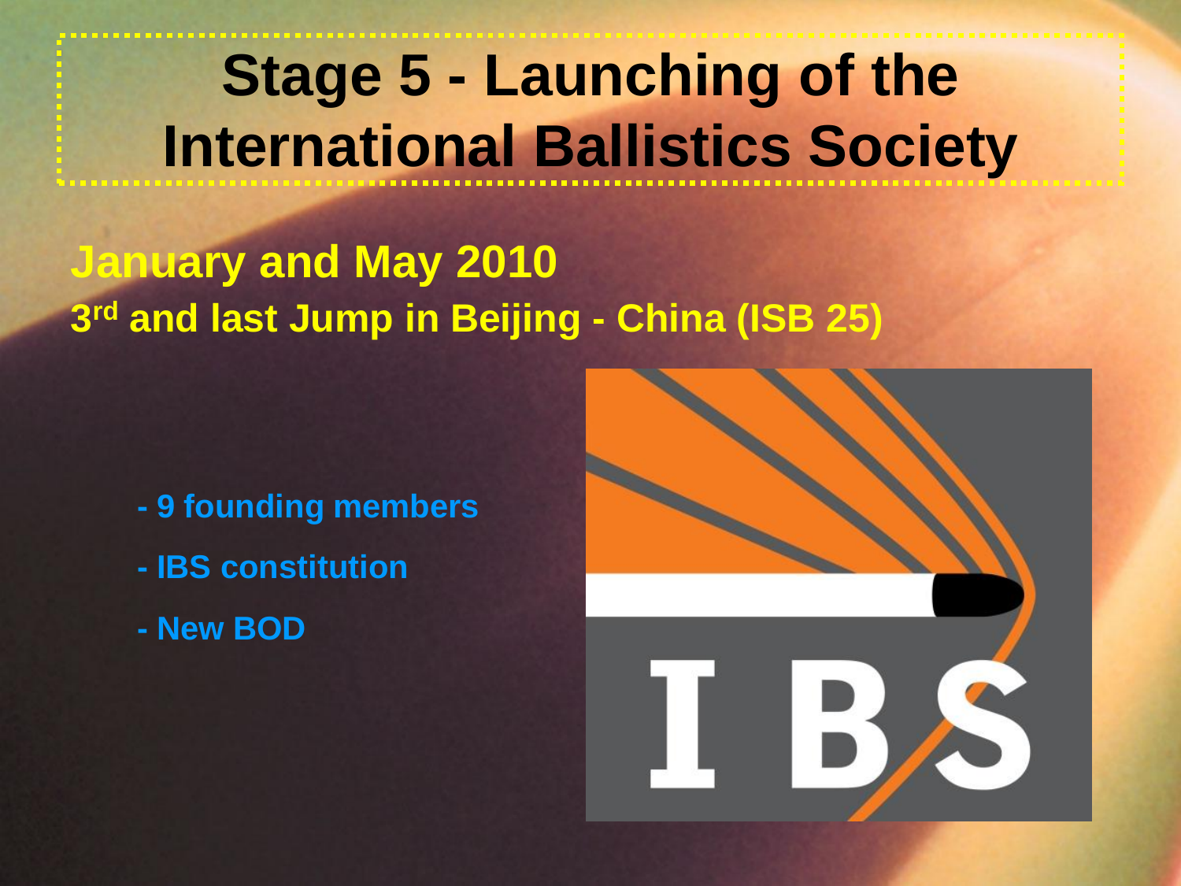# Stage 5 - Launching of the International Ballistics Society

**January and May 2010**

**3rd and last Jump in Beijing - China (ISB 25)**

- 9 founding members
- IBS constitution
- New BOD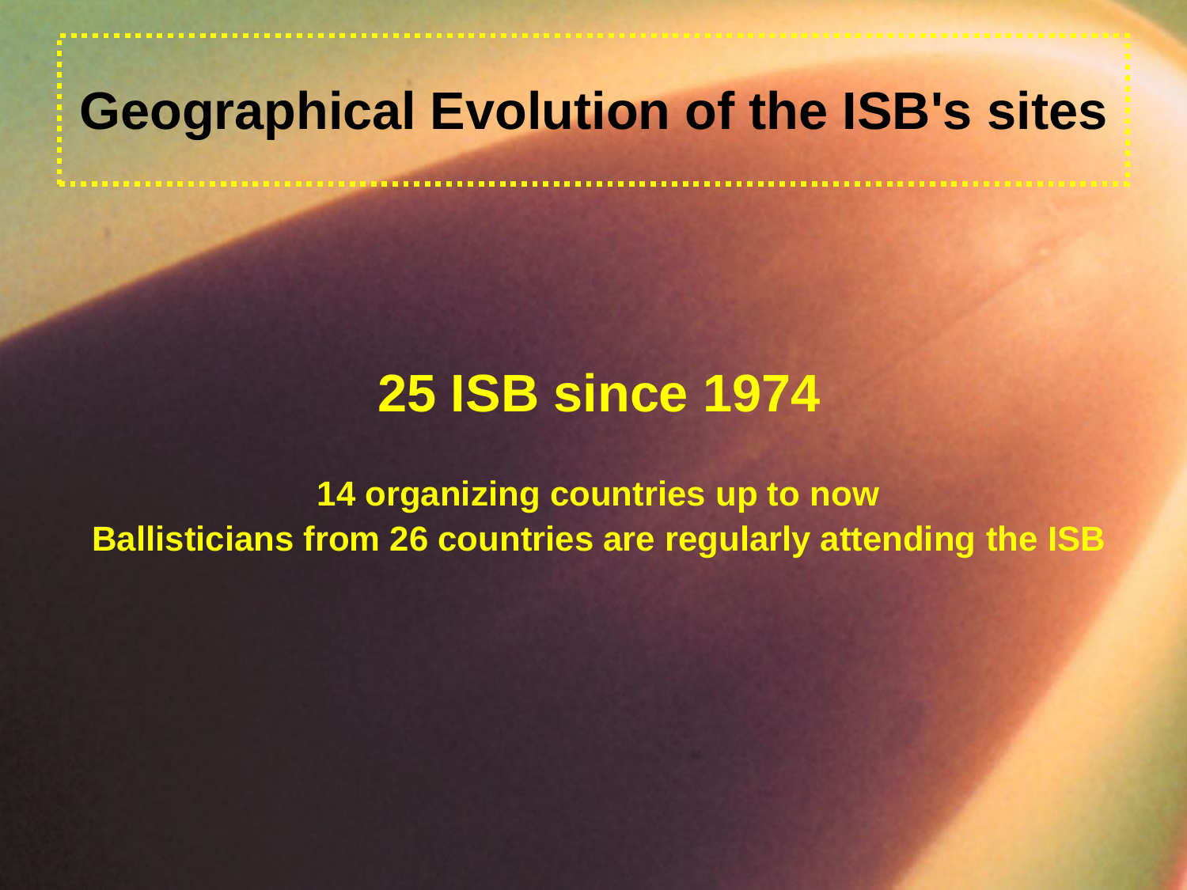# Geographical Evolution of the ISB's sites

## 25 ISB since 1974

**14 organizing countries up to now**
**Ballisticians from 26 countries are regularly attending the ISB**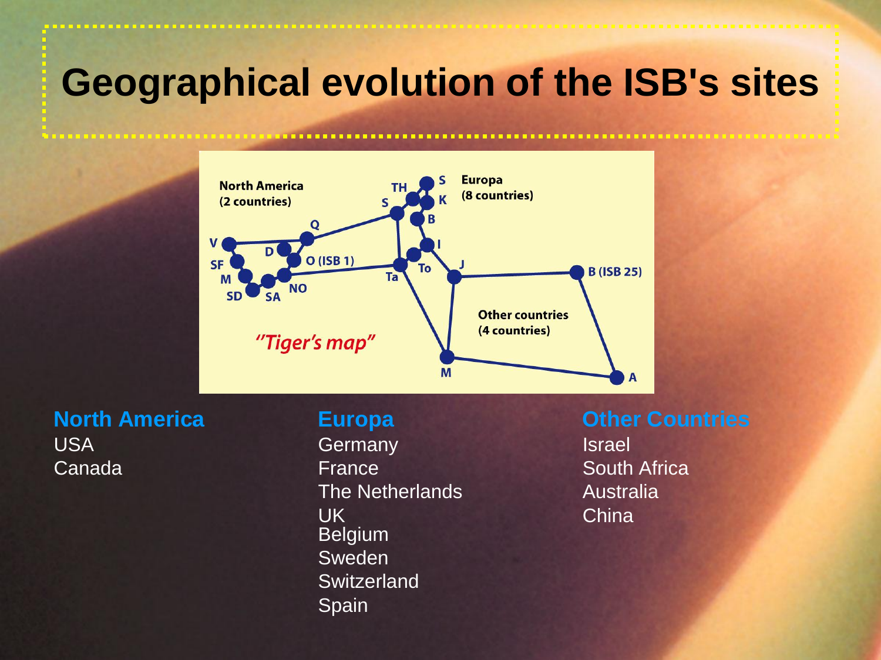# Geographical evolution of the ISB's sites

North America
(2 countries)

Europa
(8 countries)

Other countries
(4 countries)

"Tiger's map"

V, SF, M, SD, SA, NO, D, O (ISB 1), Q, S, TH, S, K, B, I, To, Ta, J, B (ISB 25), M, A

**North America**
USA
Canada

**Europa**
Germany
France
The Netherlands
UK
Belgium
Sweden
Switzerland
Spain

**Other Countries**
Israel
South Africa
Australia
China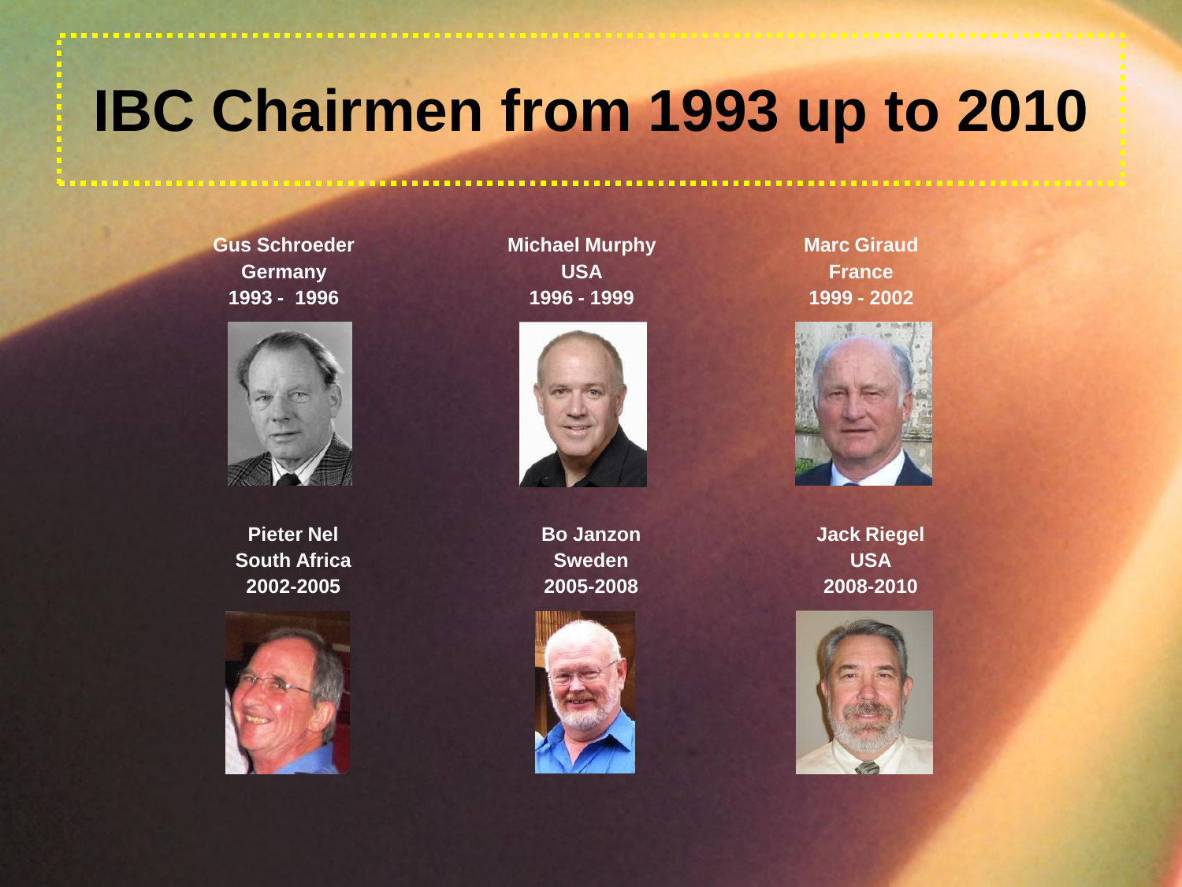# IBC Chairmen from 1993 up to 2010

**Gus Schroeder**
**Germany**
**1993 - 1996**

**Michael Murphy**
**USA**
**1996 - 1999**

**Marc Giraud**
**France**
**1999 - 2002**

**Pieter Nel**
**South Africa**
**2002-2005**

**Bo Janzon**
**Sweden**
**2005-2008**

**Jack Riegel**
**USA**
**2008-2010**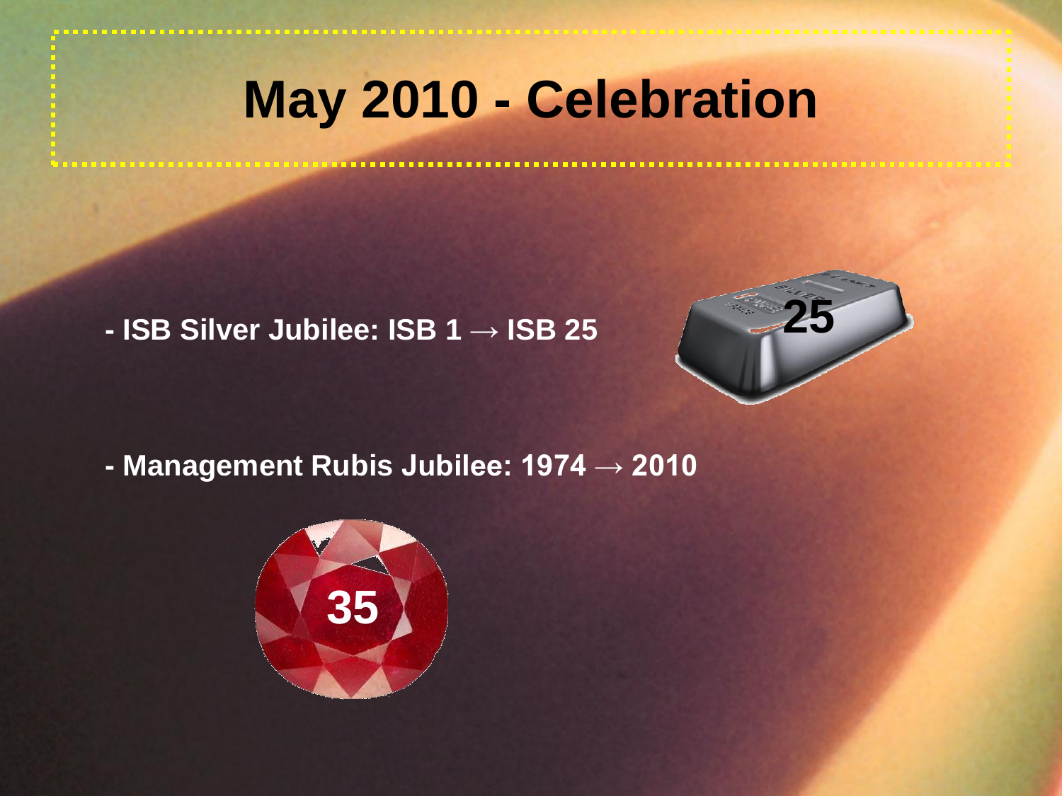# May 2010 - Celebration

- ISB Silver Jubilee: ISB 1 → ISB 25

25

- Management Rubis Jubilee: 1974 → 2010

35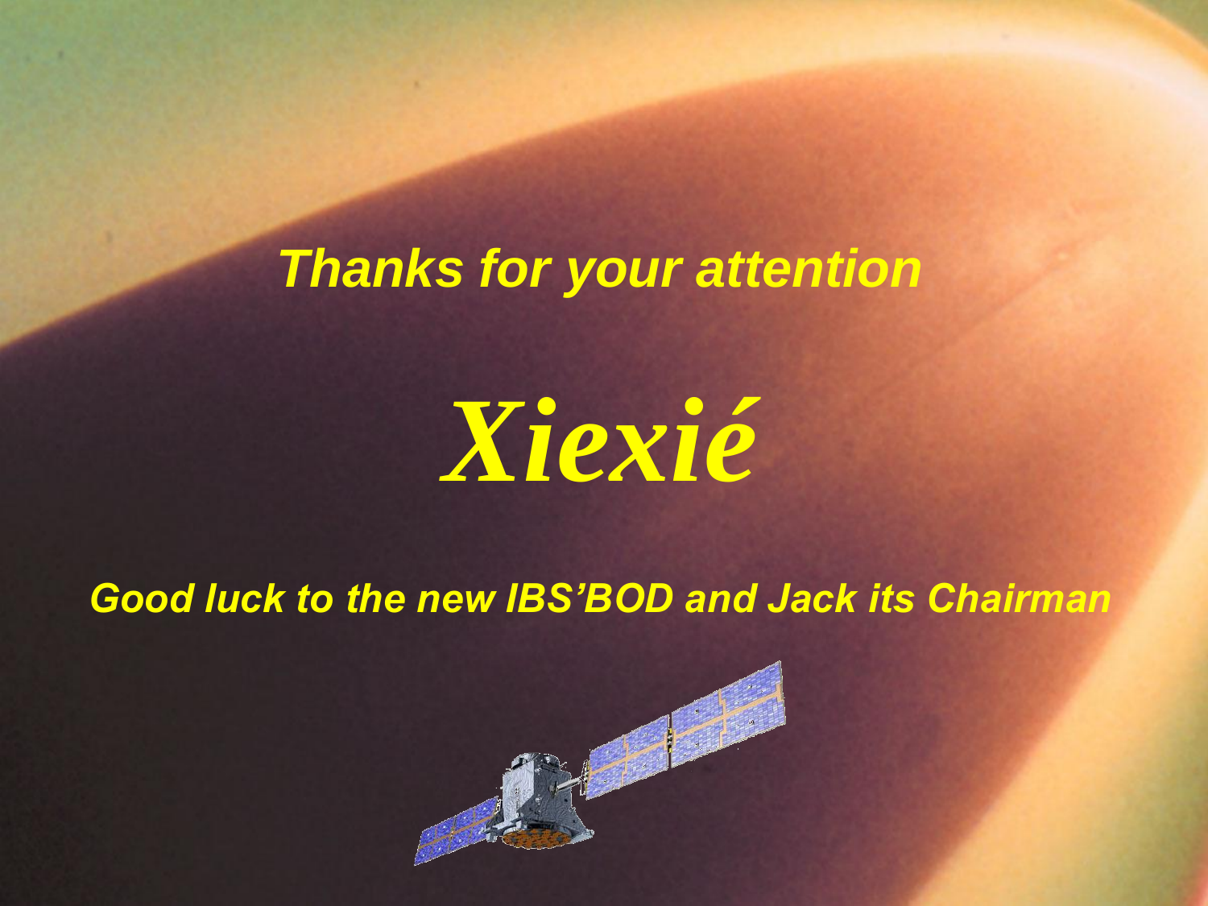***Thanks for your attention***

# *Xiexié*

***Good luck to the new IBS'BOD and Jack its Chairman***